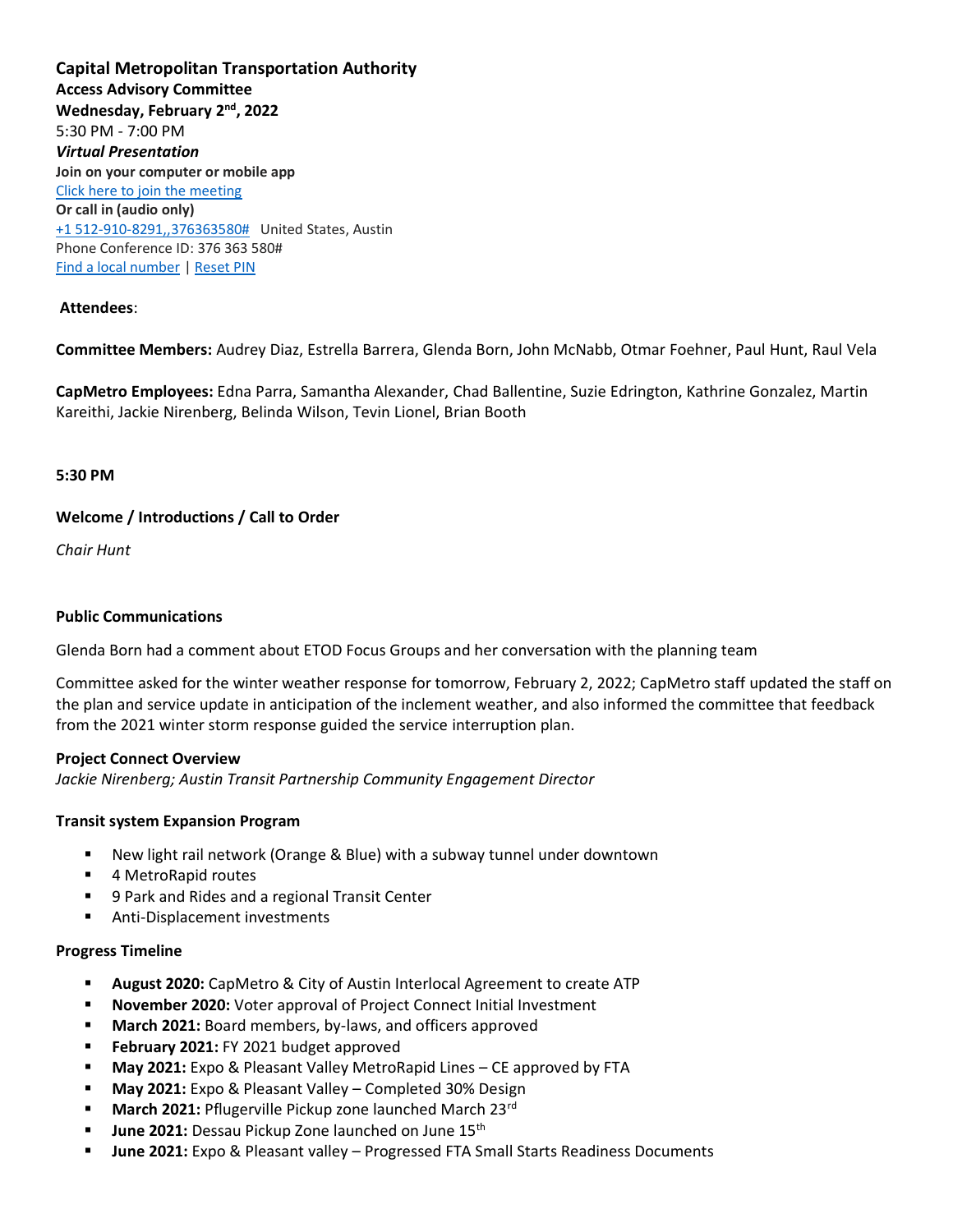**Capital Metropolitan Transportation Authority**
**Access Advisory Committee**
**Wednesday, February 2nd, 2022**
5:30 PM - 7:00 PM
***Virtual Presentation***
**Join on your computer or mobile app**
Click here to join the meeting
**Or call in (audio only)**
+1 512-910-8291,,376363580#   United States, Austin
Phone Conference ID: 376 363 580#
Find a local number | Reset PIN

**Attendees**:

**Committee Members:** Audrey Diaz, Estrella Barrera, Glenda Born, John McNabb, Otmar Foehner, Paul Hunt, Raul Vela

**CapMetro Employees:** Edna Parra, Samantha Alexander, Chad Ballentine, Suzie Edrington, Kathrine Gonzalez, Martin Kareithi, Jackie Nirenberg, Belinda Wilson, Tevin Lionel, Brian Booth

**5:30 PM**

**Welcome / Introductions / Call to Order**

*Chair Hunt*

**Public Communications**

Glenda Born had a comment about ETOD Focus Groups and her conversation with the planning team

Committee asked for the winter weather response for tomorrow, February 2, 2022; CapMetro staff updated the staff on the plan and service update in anticipation of the inclement weather, and also informed the committee that feedback from the 2021 winter storm response guided the service interruption plan.

**Project Connect Overview**
*Jackie Nirenberg; Austin Transit Partnership Community Engagement Director*

**Transit system Expansion Program**

- New light rail network (Orange & Blue) with a subway tunnel under downtown
- 4 MetroRapid routes
- 9 Park and Rides and a regional Transit Center
- Anti-Displacement investments

**Progress Timeline**

- **August 2020:** CapMetro & City of Austin Interlocal Agreement to create ATP
- **November 2020:** Voter approval of Project Connect Initial Investment
- **March 2021:** Board members, by-laws, and officers approved
- **February 2021:** FY 2021 budget approved
- **May 2021:** Expo & Pleasant Valley MetroRapid Lines – CE approved by FTA
- **May 2021:** Expo & Pleasant Valley – Completed 30% Design
- **March 2021:** Pflugerville Pickup zone launched March 23rd
- **June 2021:** Dessau Pickup Zone launched on June 15th
- **June 2021:** Expo & Pleasant valley – Progressed FTA Small Starts Readiness Documents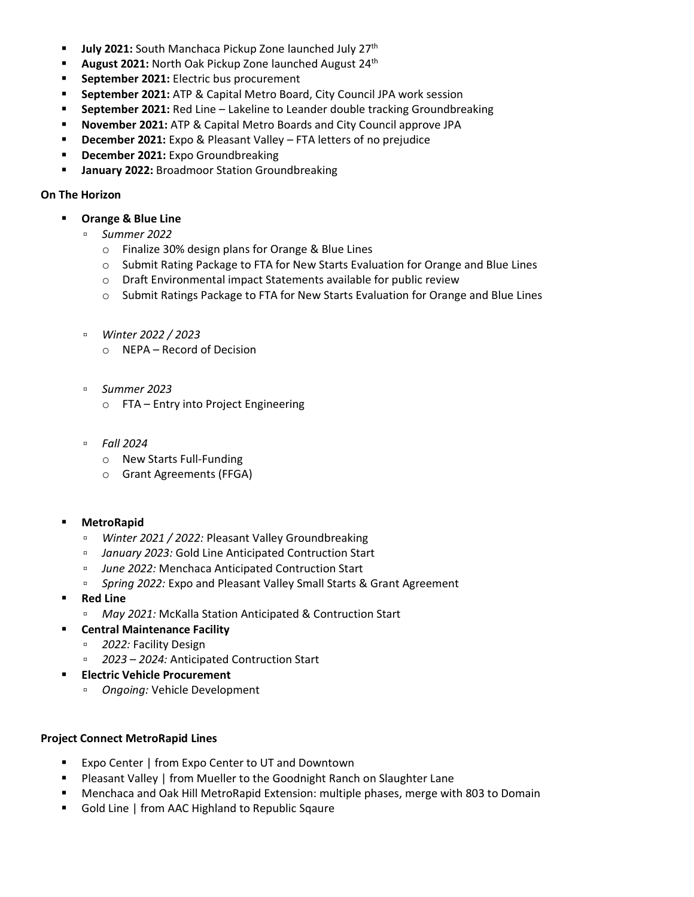- **July 2021:** South Manchaca Pickup Zone launched July 27th
- **August 2021:** North Oak Pickup Zone launched August 24th
- **September 2021:** Electric bus procurement
- **September 2021:** ATP & Capital Metro Board, City Council JPA work session
- **September 2021:** Red Line – Lakeline to Leander double tracking Groundbreaking
- **November 2021:** ATP & Capital Metro Boards and City Council approve JPA
- **December 2021:** Expo & Pleasant Valley – FTA letters of no prejudice
- **December 2021:** Expo Groundbreaking
- **January 2022:** Broadmoor Station Groundbreaking

**On The Horizon**

- **Orange & Blue Line**
  - *Summer 2022*
    - Finalize 30% design plans for Orange & Blue Lines
    - Submit Rating Package to FTA for New Starts Evaluation for Orange and Blue Lines
    - Draft Environmental impact Statements available for public review
    - Submit Ratings Package to FTA for New Starts Evaluation for Orange and Blue Lines
  - *Winter 2022 / 2023*
    - NEPA – Record of Decision
  - *Summer 2023*
    - FTA – Entry into Project Engineering
  - *Fall 2024*
    - New Starts Full-Funding
    - Grant Agreements (FFGA)
- **MetroRapid**
  - *Winter 2021 / 2022:* Pleasant Valley Groundbreaking
  - *January 2023:* Gold Line Anticipated Contruction Start
  - *June 2022:* Menchaca Anticipated Contruction Start
  - *Spring 2022:* Expo and Pleasant Valley Small Starts & Grant Agreement
- **Red Line**
  - *May 2021:* McKalla Station Anticipated & Contruction Start
- **Central Maintenance Facility**
  - *2022:* Facility Design
  - *2023 – 2024:* Anticipated Contruction Start
- **Electric Vehicle Procurement**
  - *Ongoing:* Vehicle Development

**Project Connect MetroRapid Lines**

- Expo Center | from Expo Center to UT and Downtown
- Pleasant Valley | from Mueller to the Goodnight Ranch on Slaughter Lane
- Menchaca and Oak Hill MetroRapid Extension: multiple phases, merge with 803 to Domain
- Gold Line | from AAC Highland to Republic Sqaure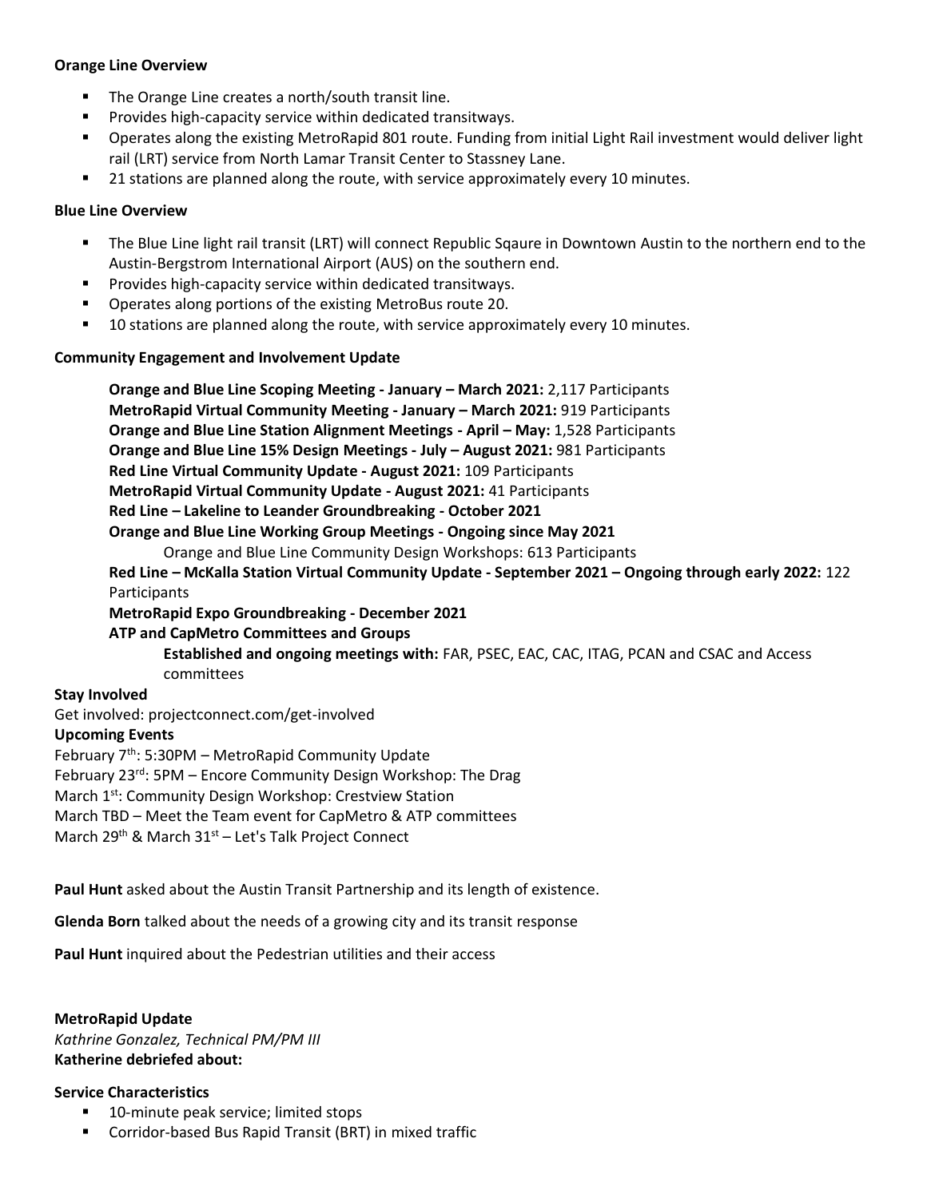**Orange Line Overview**

- The Orange Line creates a north/south transit line.
- Provides high-capacity service within dedicated transitways.
- Operates along the existing MetroRapid 801 route. Funding from initial Light Rail investment would deliver light rail (LRT) service from North Lamar Transit Center to Stassney Lane.
- 21 stations are planned along the route, with service approximately every 10 minutes.

**Blue Line Overview**

- The Blue Line light rail transit (LRT) will connect Republic Sqaure in Downtown Austin to the northern end to the Austin-Bergstrom International Airport (AUS) on the southern end.
- Provides high-capacity service within dedicated transitways.
- Operates along portions of the existing MetroBus route 20.
- 10 stations are planned along the route, with service approximately every 10 minutes.

**Community Engagement and Involvement Update**

**Orange and Blue Line Scoping Meeting - January – March 2021:** 2,117 Participants
**MetroRapid Virtual Community Meeting - January – March 2021:** 919 Participants
**Orange and Blue Line Station Alignment Meetings - April – May:** 1,528 Participants
**Orange and Blue Line 15% Design Meetings - July – August 2021:** 981 Participants
**Red Line Virtual Community Update - August 2021:** 109 Participants
**MetroRapid Virtual Community Update - August 2021:** 41 Participants
**Red Line – Lakeline to Leander Groundbreaking - October 2021**
**Orange and Blue Line Working Group Meetings - Ongoing since May 2021**
    Orange and Blue Line Community Design Workshops: 613 Participants
**Red Line – McKalla Station Virtual Community Update - September 2021 – Ongoing through early 2022:** 122 Participants
**MetroRapid Expo Groundbreaking - December 2021**
**ATP and CapMetro Committees and Groups**
    **Established and ongoing meetings with:** FAR, PSEC, EAC, CAC, ITAG, PCAN and CSAC and Access committees

**Stay Involved**
Get involved: projectconnect.com/get-involved
**Upcoming Events**
February 7th: 5:30PM – MetroRapid Community Update
February 23rd: 5PM – Encore Community Design Workshop: The Drag
March 1st: Community Design Workshop: Crestview Station
March TBD – Meet the Team event for CapMetro & ATP committees
March 29th & March 31st – Let's Talk Project Connect

**Paul Hunt** asked about the Austin Transit Partnership and its length of existence.

**Glenda Born** talked about the needs of a growing city and its transit response

**Paul Hunt** inquired about the Pedestrian utilities and their access

**MetroRapid Update**
*Kathrine Gonzalez, Technical PM/PM III*
**Katherine debriefed about:**

**Service Characteristics**

- 10-minute peak service; limited stops
- Corridor-based Bus Rapid Transit (BRT) in mixed traffic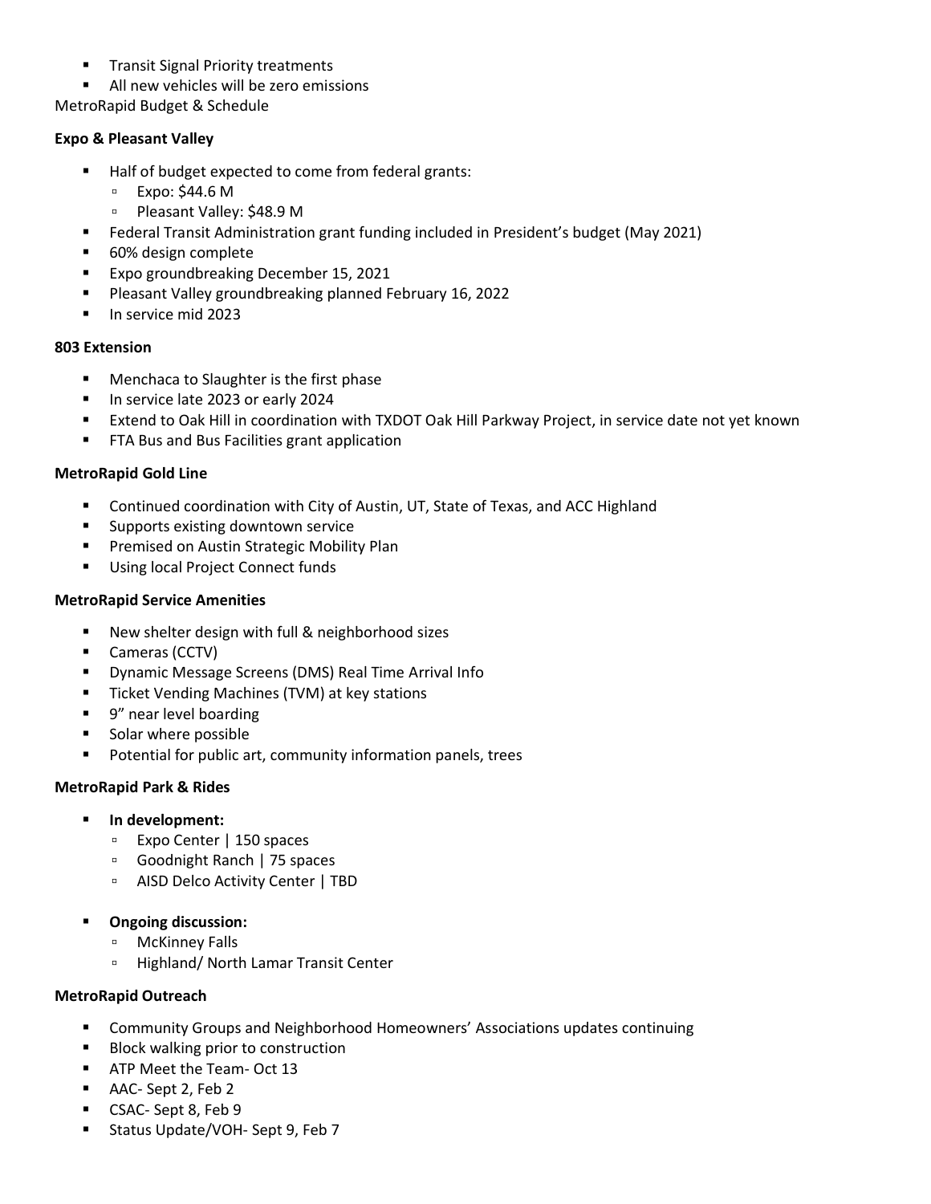- Transit Signal Priority treatments
- All new vehicles will be zero emissions

MetroRapid Budget & Schedule

**Expo & Pleasant Valley**

- Half of budget expected to come from federal grants:
  - Expo: $44.6 M
  - Pleasant Valley: $48.9 M
- Federal Transit Administration grant funding included in President's budget (May 2021)
- 60% design complete
- Expo groundbreaking December 15, 2021
- Pleasant Valley groundbreaking planned February 16, 2022
- In service mid 2023

**803 Extension**

- Menchaca to Slaughter is the first phase
- In service late 2023 or early 2024
- Extend to Oak Hill in coordination with TXDOT Oak Hill Parkway Project, in service date not yet known
- FTA Bus and Bus Facilities grant application

**MetroRapid Gold Line**

- Continued coordination with City of Austin, UT, State of Texas, and ACC Highland
- Supports existing downtown service
- Premised on Austin Strategic Mobility Plan
- Using local Project Connect funds

**MetroRapid Service Amenities**

- New shelter design with full & neighborhood sizes
- Cameras (CCTV)
- Dynamic Message Screens (DMS) Real Time Arrival Info
- Ticket Vending Machines (TVM) at key stations
- 9" near level boarding
- Solar where possible
- Potential for public art, community information panels, trees

**MetroRapid Park & Rides**

- **In development:**
  - Expo Center | 150 spaces
  - Goodnight Ranch | 75 spaces
  - AISD Delco Activity Center | TBD

- **Ongoing discussion:**
  - McKinney Falls
  - Highland/ North Lamar Transit Center

**MetroRapid Outreach**

- Community Groups and Neighborhood Homeowners' Associations updates continuing
- Block walking prior to construction
- ATP Meet the Team- Oct 13
- AAC- Sept 2, Feb 2
- CSAC- Sept 8, Feb 9
- Status Update/VOH- Sept 9, Feb 7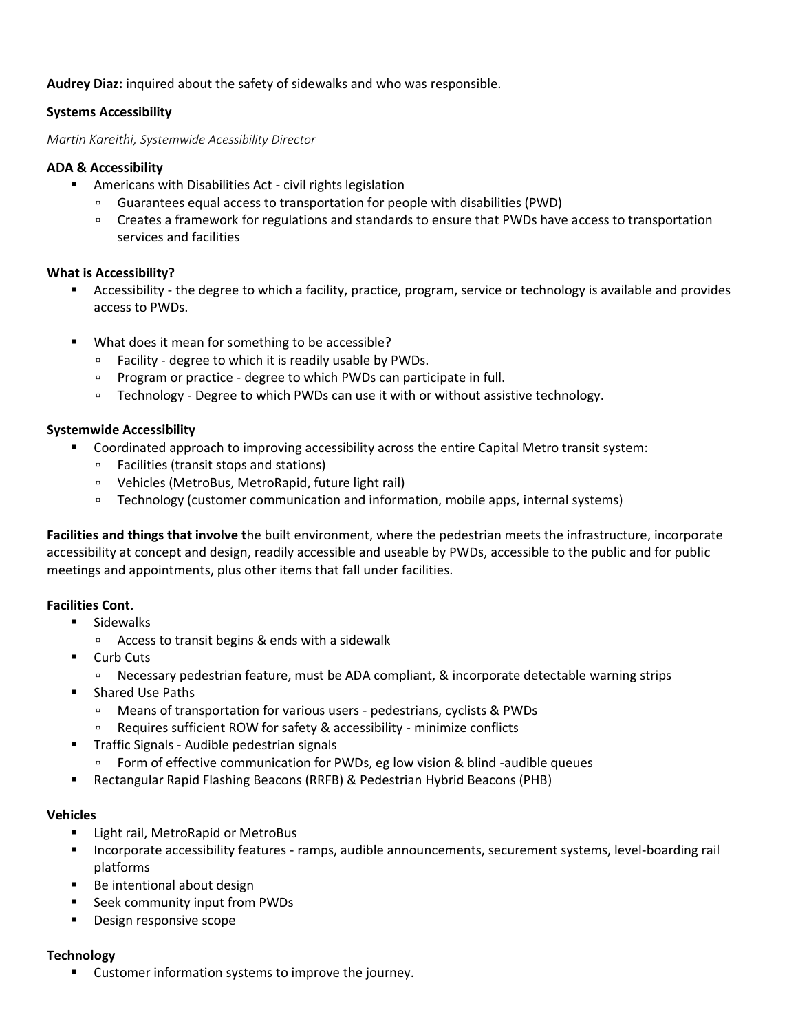**Audrey Diaz:** inquired about the safety of sidewalks and who was responsible.

**Systems Accessibility**

*Martin Kareithi, Systemwide Acessibility Director*

**ADA & Accessibility**

- Americans with Disabilities Act - civil rights legislation
  - Guarantees equal access to transportation for people with disabilities (PWD)
  - Creates a framework for regulations and standards to ensure that PWDs have access to transportation services and facilities

**What is Accessibility?**

- Accessibility - the degree to which a facility, practice, program, service or technology is available and provides access to PWDs.

- What does it mean for something to be accessible?
  - Facility - degree to which it is readily usable by PWDs.
  - Program or practice - degree to which PWDs can participate in full.
  - Technology - Degree to which PWDs can use it with or without assistive technology.

**Systemwide Accessibility**

- Coordinated approach to improving accessibility across the entire Capital Metro transit system:
  - Facilities (transit stops and stations)
  - Vehicles (MetroBus, MetroRapid, future light rail)
  - Technology (customer communication and information, mobile apps, internal systems)

**Facilities and things that involve t**he built environment, where the pedestrian meets the infrastructure, incorporate accessibility at concept and design, readily accessible and useable by PWDs, accessible to the public and for public meetings and appointments, plus other items that fall under facilities.

**Facilities Cont.**

- Sidewalks
  - Access to transit begins & ends with a sidewalk
- Curb Cuts
  - Necessary pedestrian feature, must be ADA compliant, & incorporate detectable warning strips
- Shared Use Paths
  - Means of transportation for various users - pedestrians, cyclists & PWDs
  - Requires sufficient ROW for safety & accessibility - minimize conflicts
- Traffic Signals - Audible pedestrian signals
  - Form of effective communication for PWDs, eg low vision & blind -audible queues
- Rectangular Rapid Flashing Beacons (RRFB) & Pedestrian Hybrid Beacons (PHB)

**Vehicles**

- Light rail, MetroRapid or MetroBus
- Incorporate accessibility features - ramps, audible announcements, securement systems, level-boarding rail platforms
- Be intentional about design
- Seek community input from PWDs
- Design responsive scope

**Technology**

- Customer information systems to improve the journey.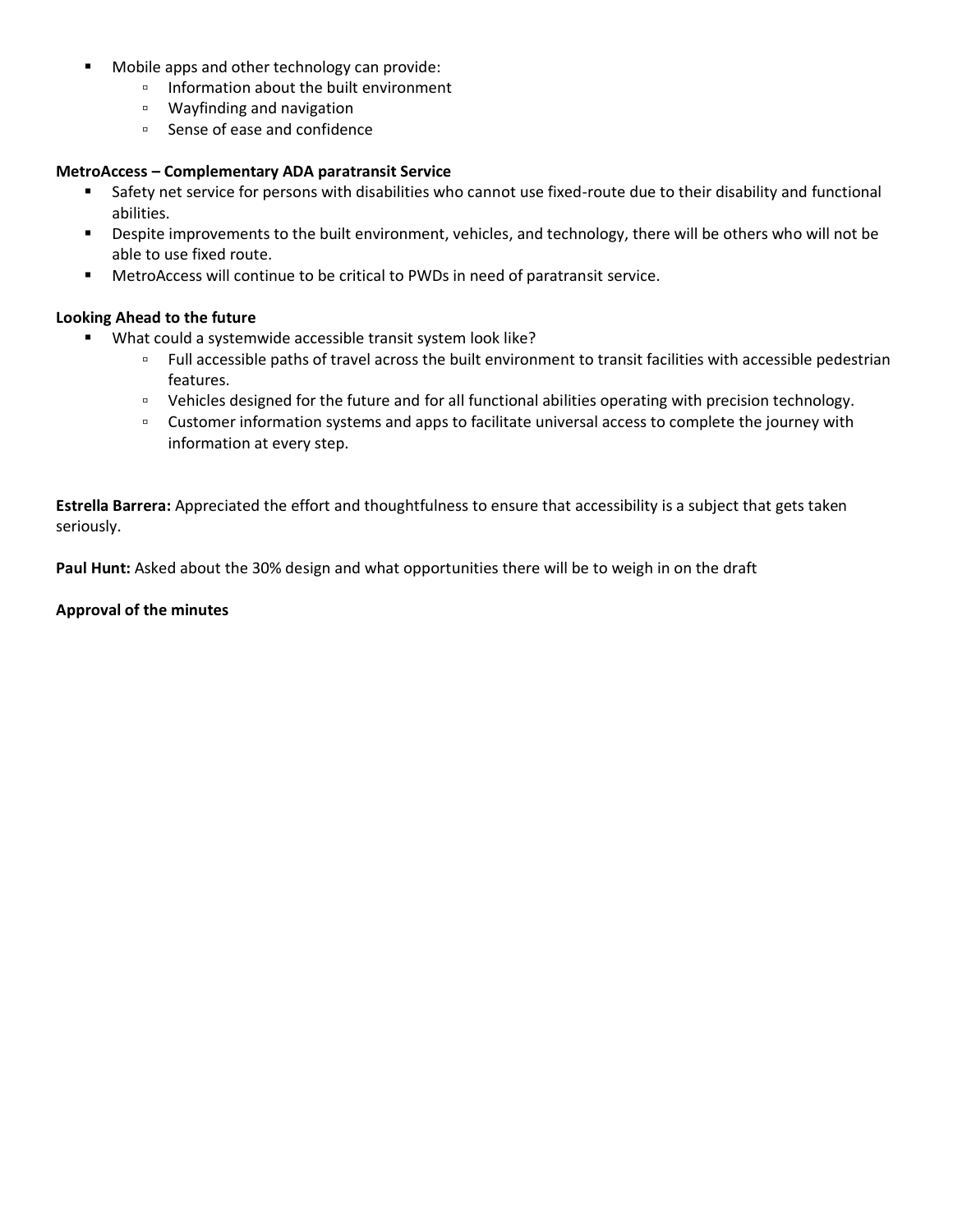- Mobile apps and other technology can provide:
  - Information about the built environment
  - Wayfinding and navigation
  - Sense of ease and confidence

**MetroAccess – Complementary ADA paratransit Service**

- Safety net service for persons with disabilities who cannot use fixed-route due to their disability and functional abilities.
- Despite improvements to the built environment, vehicles, and technology, there will be others who will not be able to use fixed route.
- MetroAccess will continue to be critical to PWDs in need of paratransit service.

**Looking Ahead to the future**

- What could a systemwide accessible transit system look like?
  - Full accessible paths of travel across the built environment to transit facilities with accessible pedestrian features.
  - Vehicles designed for the future and for all functional abilities operating with precision technology.
  - Customer information systems and apps to facilitate universal access to complete the journey with information at every step.

**Estrella Barrera:** Appreciated the effort and thoughtfulness to ensure that accessibility is a subject that gets taken seriously.

**Paul Hunt:** Asked about the 30% design and what opportunities there will be to weigh in on the draft

**Approval of the minutes**